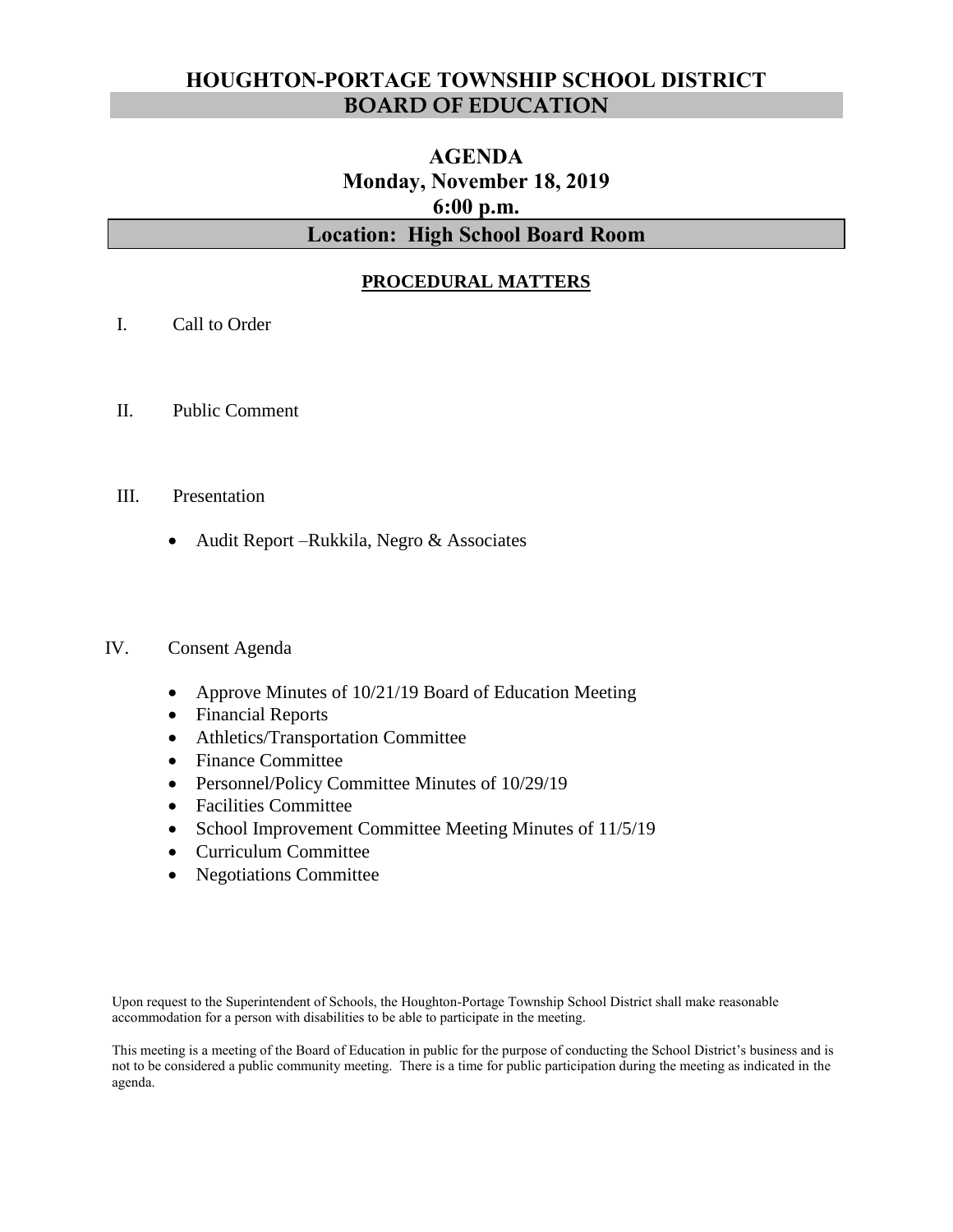# HOUGHTON-PORTAGE TOWNSHIP SCHOOL DISTRICT
## BOARD OF EDUCATION

## AGENDA
### Monday, November 18, 2019
### 6:00 p.m.
### Location: High School Board Room

**PROCEDURAL MATTERS**

I. Call to Order

II. Public Comment

III. Presentation

- Audit Report –Rukkila, Negro & Associates

IV. Consent Agenda

- Approve Minutes of 10/21/19 Board of Education Meeting
- Financial Reports
- Athletics/Transportation Committee
- Finance Committee
- Personnel/Policy Committee Minutes of 10/29/19
- Facilities Committee
- School Improvement Committee Meeting Minutes of 11/5/19
- Curriculum Committee
- Negotiations Committee

Upon request to the Superintendent of Schools, the Houghton-Portage Township School District shall make reasonable accommodation for a person with disabilities to be able to participate in the meeting.

This meeting is a meeting of the Board of Education in public for the purpose of conducting the School District's business and is not to be considered a public community meeting. There is a time for public participation during the meeting as indicated in the agenda.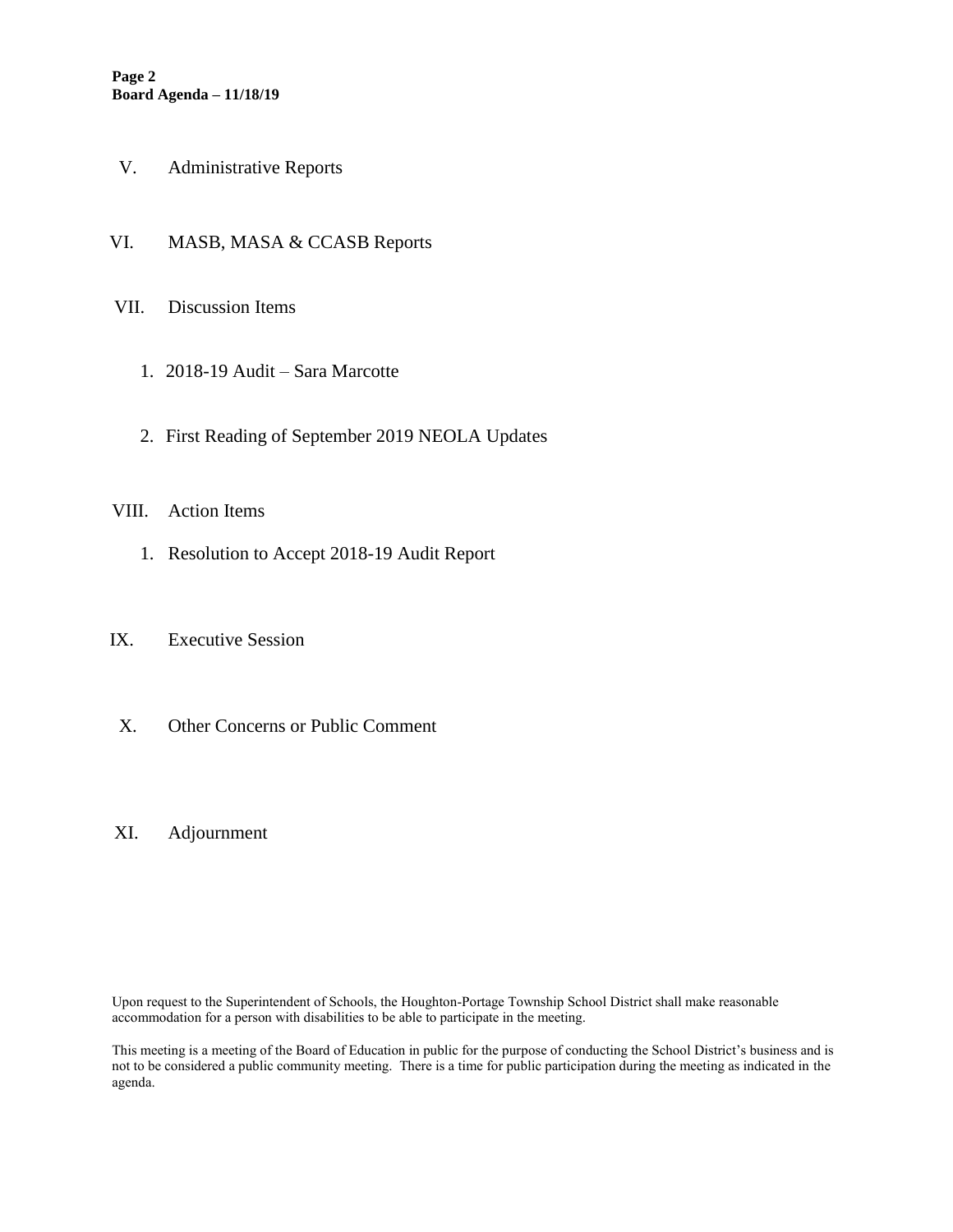V. Administrative Reports

VI. MASB, MASA & CCASB Reports

VII. Discussion Items

1. 2018-19 Audit – Sara Marcotte

2. First Reading of September 2019 NEOLA Updates

VIII. Action Items

1. Resolution to Accept 2018-19 Audit Report

IX. Executive Session

X. Other Concerns or Public Comment

XI. Adjournment

Upon request to the Superintendent of Schools, the Houghton-Portage Township School District shall make reasonable accommodation for a person with disabilities to be able to participate in the meeting.

This meeting is a meeting of the Board of Education in public for the purpose of conducting the School District's business and is not to be considered a public community meeting. There is a time for public participation during the meeting as indicated in the agenda.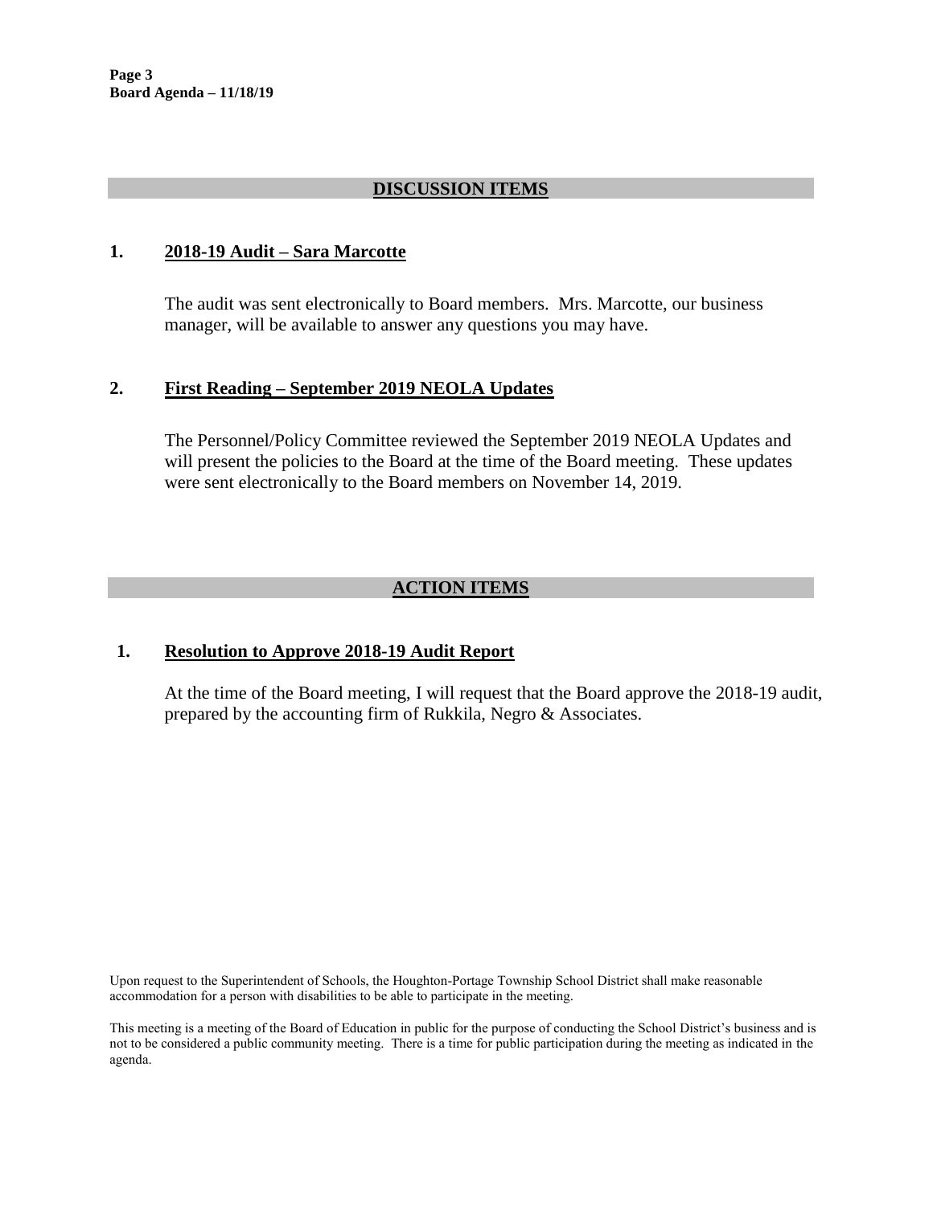## DISCUSSION ITEMS

### 1. 2018-19 Audit – Sara Marcotte

The audit was sent electronically to Board members. Mrs. Marcotte, our business manager, will be available to answer any questions you may have.

### 2. First Reading – September 2019 NEOLA Updates

The Personnel/Policy Committee reviewed the September 2019 NEOLA Updates and will present the policies to the Board at the time of the Board meeting. These updates were sent electronically to the Board members on November 14, 2019.

## ACTION ITEMS

### 1. Resolution to Approve 2018-19 Audit Report

At the time of the Board meeting, I will request that the Board approve the 2018-19 audit, prepared by the accounting firm of Rukkila, Negro & Associates.

Upon request to the Superintendent of Schools, the Houghton-Portage Township School District shall make reasonable accommodation for a person with disabilities to be able to participate in the meeting.

This meeting is a meeting of the Board of Education in public for the purpose of conducting the School District's business and is not to be considered a public community meeting. There is a time for public participation during the meeting as indicated in the agenda.